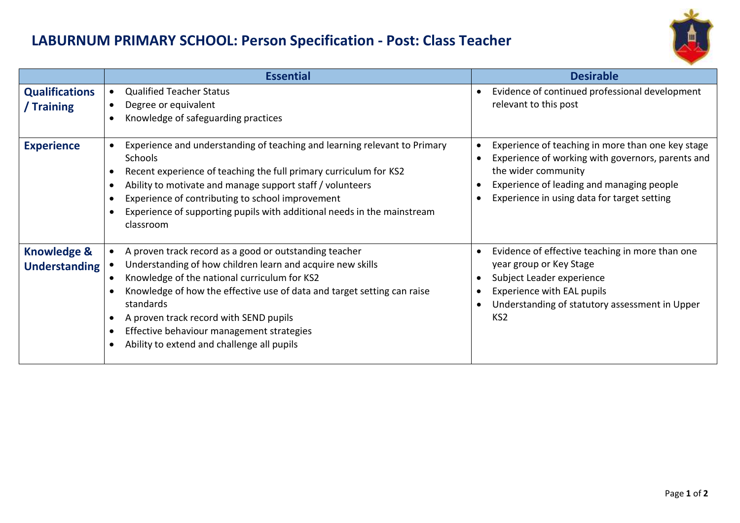# LABURNUM PRIMARY SCHOOL: Person Specification - Post: Class Teacher

| | Essential | Desirable |
|---|---|---|
| **Qualifications / Training** | • Qualified Teacher Status<br>• Degree or equivalent<br>• Knowledge of safeguarding practices | • Evidence of continued professional development relevant to this post |
| **Experience** | • Experience and understanding of teaching and learning relevant to Primary Schools<br>• Recent experience of teaching the full primary curriculum for KS2<br>• Ability to motivate and manage support staff / volunteers<br>• Experience of contributing to school improvement<br>• Experience of supporting pupils with additional needs in the mainstream classroom | • Experience of teaching in more than one key stage<br>• Experience of working with governors, parents and the wider community<br>• Experience of leading and managing people<br>• Experience in using data for target setting |
| **Knowledge & Understanding** | • A proven track record as a good or outstanding teacher<br>• Understanding of how children learn and acquire new skills<br>• Knowledge of the national curriculum for KS2<br>• Knowledge of how the effective use of data and target setting can raise standards<br>• A proven track record with SEND pupils<br>• Effective behaviour management strategies<br>• Ability to extend and challenge all pupils | • Evidence of effective teaching in more than one year group or Key Stage<br>• Subject Leader experience<br>• Experience with EAL pupils<br>• Understanding of statutory assessment in Upper KS2 |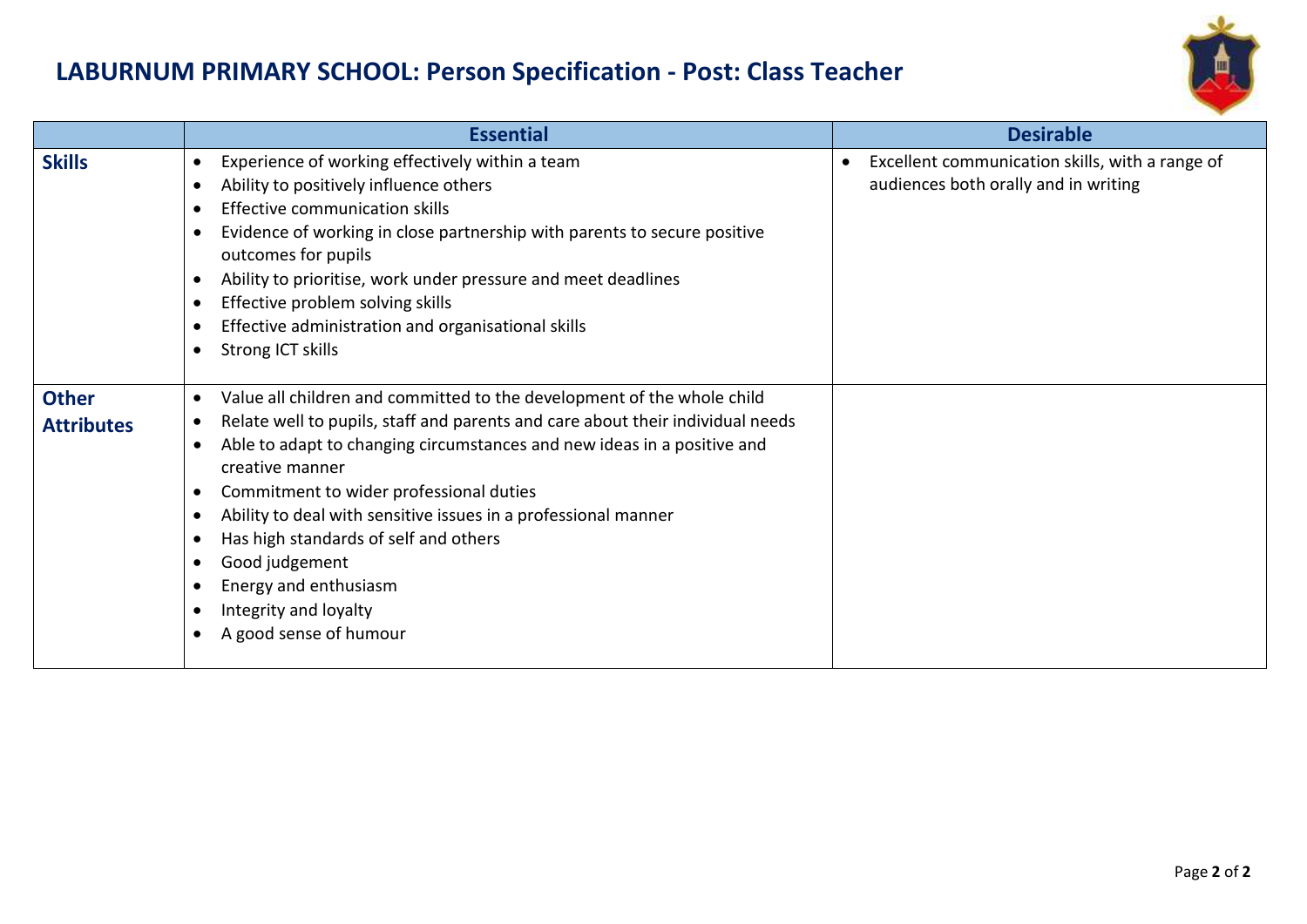# LABURNUM PRIMARY SCHOOL: Person Specification - Post: Class Teacher

| | Essential | Desirable |
|---|---|---|
| **Skills** | • Experience of working effectively within a team<br>• Ability to positively influence others<br>• Effective communication skills<br>• Evidence of working in close partnership with parents to secure positive outcomes for pupils<br>• Ability to prioritise, work under pressure and meet deadlines<br>• Effective problem solving skills<br>• Effective administration and organisational skills<br>• Strong ICT skills | • Excellent communication skills, with a range of audiences both orally and in writing |
| **Other Attributes** | • Value all children and committed to the development of the whole child<br>• Relate well to pupils, staff and parents and care about their individual needs<br>• Able to adapt to changing circumstances and new ideas in a positive and creative manner<br>• Commitment to wider professional duties<br>• Ability to deal with sensitive issues in a professional manner<br>• Has high standards of self and others<br>• Good judgement<br>• Energy and enthusiasm<br>• Integrity and loyalty<br>• A good sense of humour | |